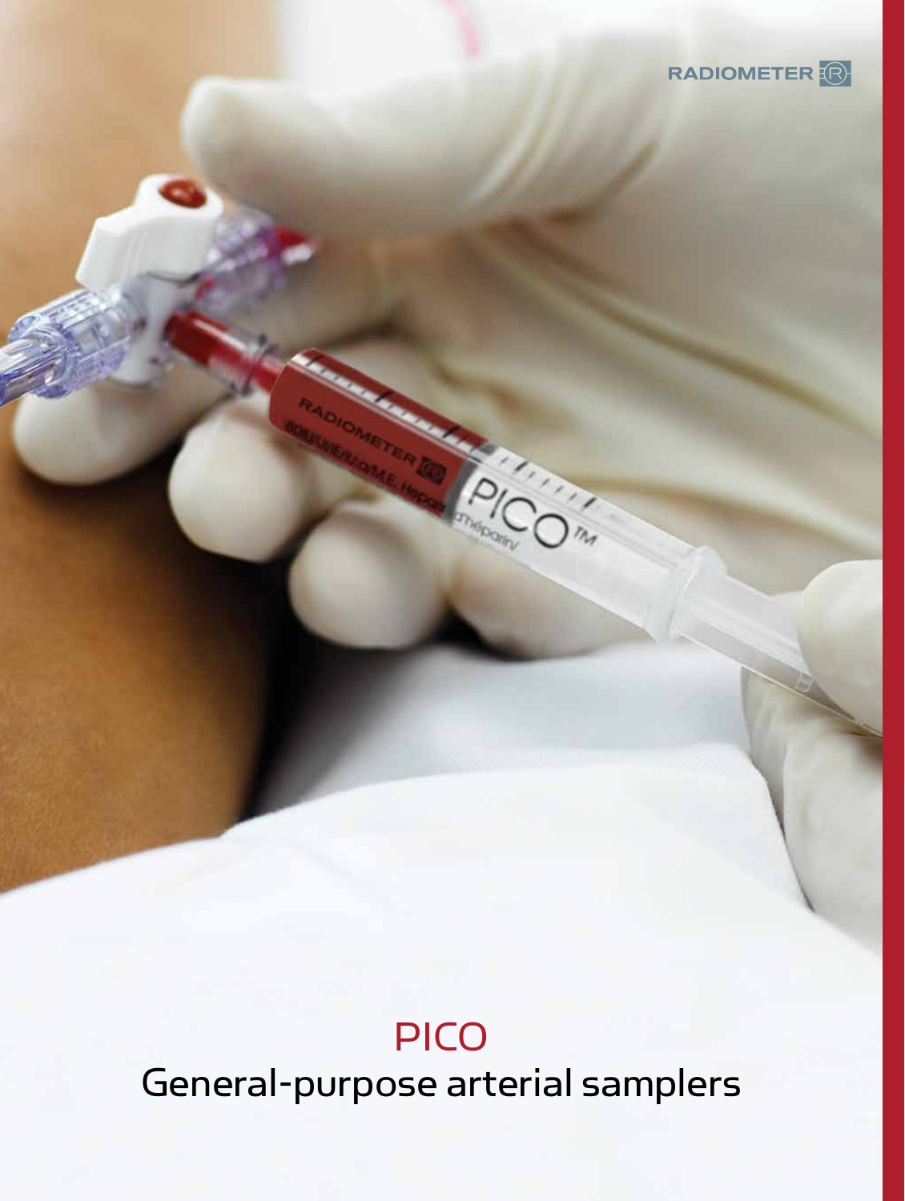RADIOMETER

# PICO

## General-purpose arterial samplers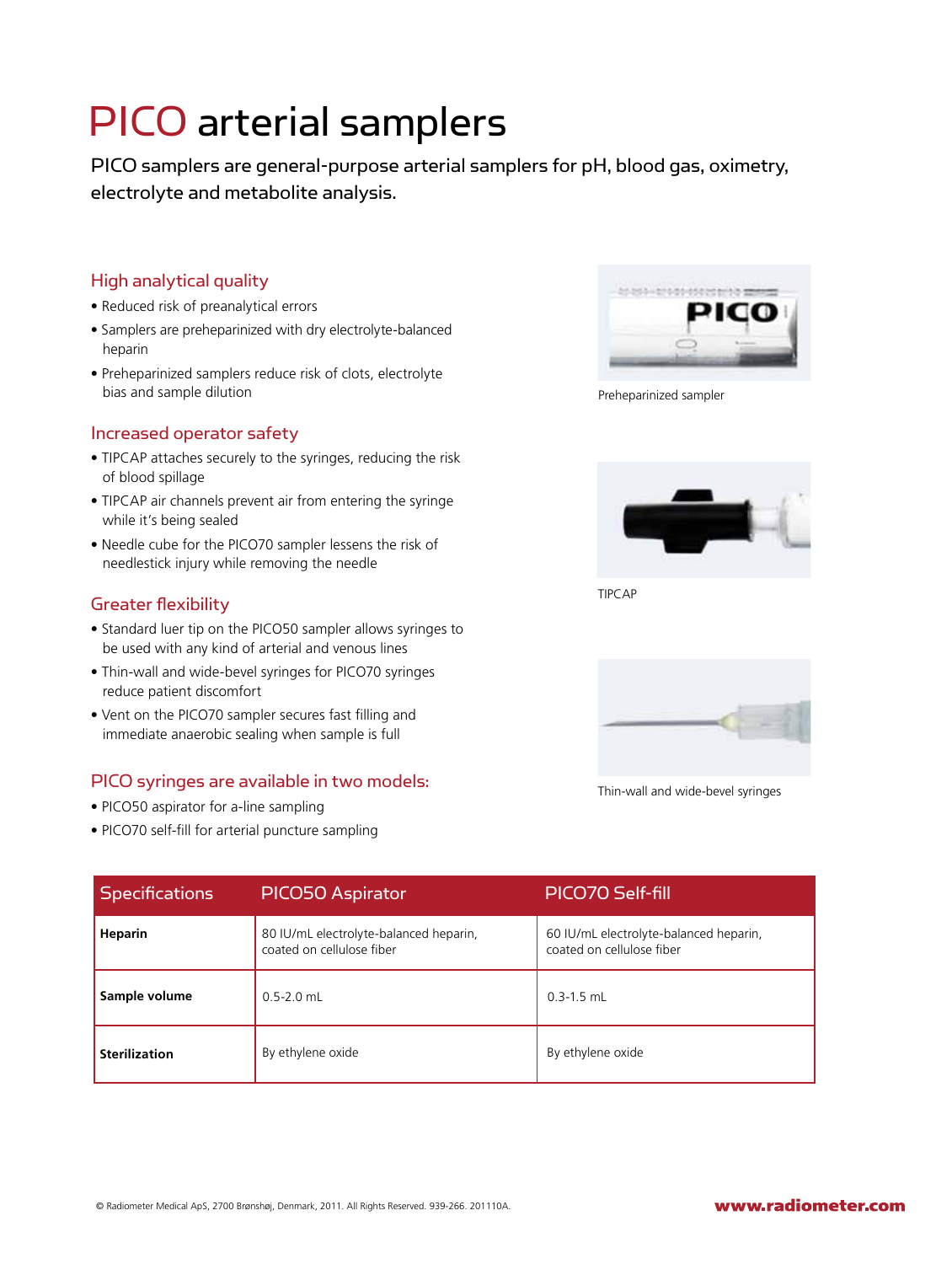# PICO arterial samplers

PICO samplers are general-purpose arterial samplers for pH, blood gas, oximetry, electrolyte and metabolite analysis.

## High analytical quality

- Reduced risk of preanalytical errors
- Samplers are preheparinized with dry electrolyte-balanced heparin
- Preheparinized samplers reduce risk of clots, electrolyte bias and sample dilution

## Increased operator safety

- TIPCAP attaches securely to the syringes, reducing the risk of blood spillage
- TIPCAP air channels prevent air from entering the syringe while it's being sealed
- Needle cube for the PICO70 sampler lessens the risk of needlestick injury while removing the needle

## Greater flexibility

- Standard luer tip on the PICO50 sampler allows syringes to be used with any kind of arterial and venous lines
- Thin-wall and wide-bevel syringes for PICO70 syringes reduce patient discomfort
- Vent on the PICO70 sampler secures fast filling and immediate anaerobic sealing when sample is full

## PICO syringes are available in two models:

- PICO50 aspirator for a-line sampling
- PICO70 self-fill for arterial puncture sampling

Preheparinized sampler

TIPCAP

Thin-wall and wide-bevel syringes

| Specifications | PICO50 Aspirator | PICO70 Self-fill |
|---|---|---|
| **Heparin** | 80 IU/mL electrolyte-balanced heparin, coated on cellulose fiber | 60 IU/mL electrolyte-balanced heparin, coated on cellulose fiber |
| **Sample volume** | 0.5-2.0 mL | 0.3-1.5 mL |
| **Sterilization** | By ethylene oxide | By ethylene oxide |

© Radiometer Medical ApS, 2700 Brønshøj, Denmark, 2011. All Rights Reserved. 939-266. 201110A.

www.radiometer.com